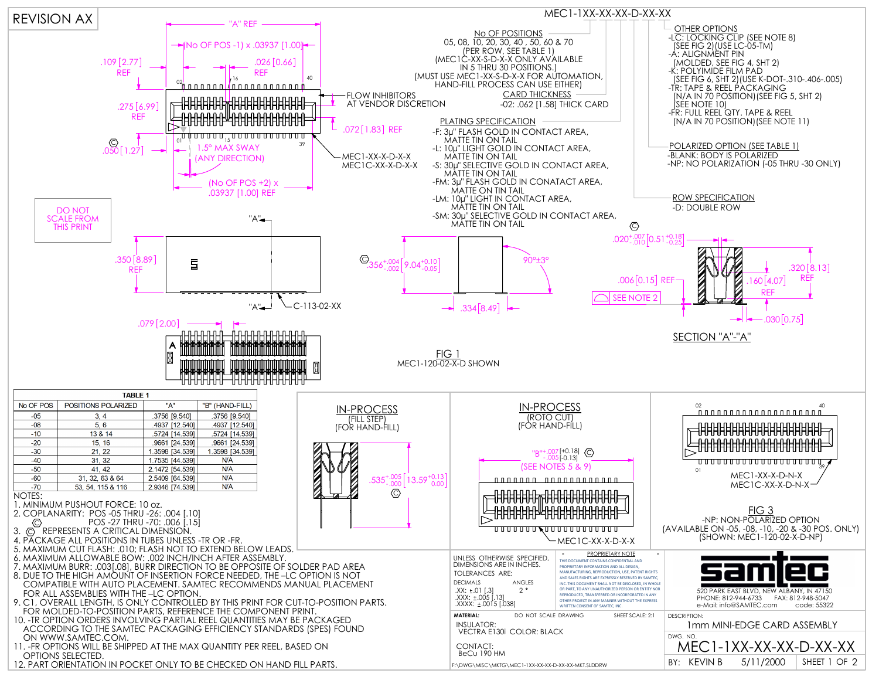REVISION AX

# MEC1-1XX-XX-XX-D-XX-XX

**No OF POSITIONS**
05, 08, 10, 20, 30, 40 , 50, 60 & 70
(PER ROW, SEE TABLE 1)
(MEC1C-XX-S-D-X-X ONLY AVAILABLE IN 5 THRU 30 POSITIONS.)
(MUST USE MEC1-XX-S-D-X-X FOR AUTOMATION, HAND-FILL PROCESS CAN USE EITHER)

**CARD THICKNESS**
-02: .062 [1.58] THICK CARD

**PLATING SPECIFICATION**
- -F: 3µ" FLASH GOLD IN CONTACT AREA, MATTE TIN ON TAIL
- -L: 10µ" LIGHT GOLD IN CONTACT AREA, MATTE TIN ON TAIL
- -S: 30µ" SELECTIVE GOLD IN CONTACT AREA, MATTE TIN ON TAIL
- -FM: 3µ" FLASH GOLD IN CONATACT AREA, MATTE ON TIN TAIL
- -LM: 10µ" LIGHT IN CONTACT AREA, MATTE TIN ON TAIL
- -SM: 30µ" SELECTIVE GOLD IN CONTACT AREA, MATTE TIN ON TAIL

**OTHER OPTIONS**
- -LC: LOCKING CLIP (SEE NOTE 8) (SEE FIG 2)(USE LC-05-TM)
- -A: ALIGNMENT PIN (MOLDED, SEE FIG 4, SHT 2)
- -K: POLYIMIDE FILM PAD (SEE FIG 6, SHT 2)(USE K-DOT-.310-.406-.005)
- -TR: TAPE & REEL PACKAGING (N/A IN 70 POSITION)(SEE FIG 5, SHT 2) (SEE NOTE 10)
- -FR: FULL REEL QTY. TAPE & REEL (N/A IN 70 POSITION)(SEE NOTE 11)

**POLARIZED OPTION (SEE TABLE 1)**
- -BLANK: BODY IS POLARIZED
- -NP: NO POLARIZATION (-05 THRU -30 ONLY)

**ROW SPECIFICATION**
- -D: DOUBLE ROW

"A" REF; (No OF POS -1) x .03937 [1.00]; .109 [2.77] REF; .026 [0.66] REF; .275 [6.99] REF; FLOW INHIBITORS AT VENDOR DISCRETION; .072 [1.83] REF; .050 [1.27]; 1.5° MAX SWAY (ANY DIRECTION); MEC1-XX-X-D-X-X; MEC1C-XX-X-D-X-X; (No OF POS +2) x .03937 [1.00] REF

DO NOT SCALE FROM THIS PRINT

.350 [8.89] REF; "A"; C-113-02-XX; .356 +.004/-.002 [9.04 +0.10/-0.05]; 90°±3°; .334 [8.49]; .079 [2.00]

.020 +.007/-.010 [0.51 +0.18/-0.25]; .006 [0.15] REF; .160 [4.07] REF; .320 [8.13] REF; .030 [0.75]; SEE NOTE 2

SECTION "A"-"A"

FIG 1
MEC1-120-02-X-D SHOWN

| No OF POS | POSITIONS POLARIZED | "A" | "B" (HAND-FILL) |
|---|---|---|---|
| -05 | 3, 4 | .3756 [9.540] | .3756 [9.540] |
| -08 | 5, 6 | .4937 [12.540] | .4937 [12.540] |
| -10 | 13 & 14 | .5724 [14.539] | .5724 [14.539] |
| -20 | 15, 16 | .9661 [24.539] | .9661 [24.539] |
| -30 | 21, 22 | 1.3598 [34.539] | 1.3598 [34.539] |
| -40 | 31, 32 | 1.7535 [44.539] | N/A |
| -50 | 41, 42 | 2.1472 [54.539] | N/A |
| -60 | 31, 32, 63 & 64 | 2.5409 [64.539] | N/A |
| -70 | 53, 54, 115 & 116 | 2.9346 [74.539] | N/A |

TABLE 1

IN-PROCESS (FILL STEP) (FOR HAND-FILL)
.535 +.005/-.000 [13.59 +0.13/0.00]

IN-PROCESS (ROTO CUT) (FOR HAND-FILL)
"B" +.007/-.005 [+0.18/-0.13] (SEE NOTES 5 & 9)
MEC1C-XX-X-D-X-X

FIG 3
-NP: NON-POLARIZED OPTION
(AVAILABLE ON -05, -08, -10, -20 & -30 POS. ONLY)
(SHOWN: MEC1-120-02-X-D-NP)
MEC1-XX-X-D-N-X; MEC1C-XX-X-D-N-X

NOTES:
1. MINIMUM PUSHOUT FORCE: 10 oz.
2. COPLANARITY: POS -05 THRU -26: .004 [.10]
   POS -27 THRU -70: .006 [.15]
3. (C) REPRESENTS A CRITICAL DIMENSION.
4. PACKAGE ALL POSITIONS IN TUBES UNLESS -TR OR -FR.
5. MAXIMUM CUT FLASH: .010; FLASH NOT TO EXTEND BELOW LEADS.
6. MAXIMUM ALLOWABLE BOW: .002 INCH/INCH AFTER ASSEMBLY.
7. MAXIMUM BURR: .003[.08], BURR DIRECTION TO BE OPPOSITE OF SOLDER PAD AREA
8. DUE TO THE HIGH AMOUNT OF INSERTION FORCE NEEDED, THE –LC OPTION IS NOT COMPATIBLE WITH AUTO PLACEMENT. SAMTEC RECOMMENDS MANUAL PLACEMENT FOR ALL ASSEMBLIES WITH THE –LC OPTION.
9. C1, OVERALL LENGTH, IS ONLY CONTROLLED BY THIS PRINT FOR CUT-TO-POSITION PARTS. FOR MOLDED-TO-POSITION PARTS, REFERENCE THE COMPONENT PRINT.
10. -TR OPTION ORDERS INVOLVING PARTIAL REEL QUANTITIES MAY BE PACKAGED ACCORDING TO THE SAMTEC PACKAGING EFFICIENCY STANDARDS (SPES) FOUND ON WWW.SAMTEC.COM.
11. -FR OPTIONS WILL BE SHIPPED AT THE MAX QUANTITY PER REEL, BASED ON OPTIONS SELECTED.
12. PART ORIENTATION IN POCKET ONLY TO BE CHECKED ON HAND FILL PARTS.

UNLESS OTHERWISE SPECIFIED, DIMENSIONS ARE IN INCHES.
TOLERANCES ARE:
DECIMALS: .XX: ±.01 [.3]; .XXX: ±.005 [.13]; .XXXX: ±.0015 [.038]
ANGLES: 2°

PROPRIETARY NOTE: THIS DOCUMENT CONTAINS CONFIDENTIAL AND PROPRIETARY INFORMATION AND ALL DESIGN, MANUFACTURING, REPRODUCTION, USE, PATENT RIGHTS AND SALES RIGHTS ARE EXPRESSLY RESERVED BY SAMTEC, INC. THIS DOCUMENT SHALL NOT BE DISCLOSED, IN WHOLE OR PART, TO ANY UNAUTHORIZED PERSON OR ENTITY NOR REPRODUCED, TRANSFERRED OR INCORPORATED IN ANY OTHER PROJECT IN ANY MANNER WITHOUT THE EXPRESS WRITTEN CONSENT OF SAMTEC, INC.

samtec
520 PARK EAST BLVD, NEW ALBANY, IN 47150
PHONE: 812-944-6733 FAX: 812-948-5047
e-Mail: info@SAMTEC.com code: 55322

MATERIAL: DO NOT SCALE DRAWING; SHEET SCALE: 2:1
INSULATOR: VECTRA E130i COLOR: BLACK
CONTACT: BeCu 190 HM

DESCRIPTION: 1mm MINI-EDGE CARD ASSEMBLY
DWG. NO. MEC1-1XX-XX-XX-D-XX-XX
BY: KEVIN B 5/11/2000 SHEET 1 OF 2

F:\DWG\MISC\MKTG\MEC1-1XX-XX-XX-D-XX-XX-MKT.SLDDRW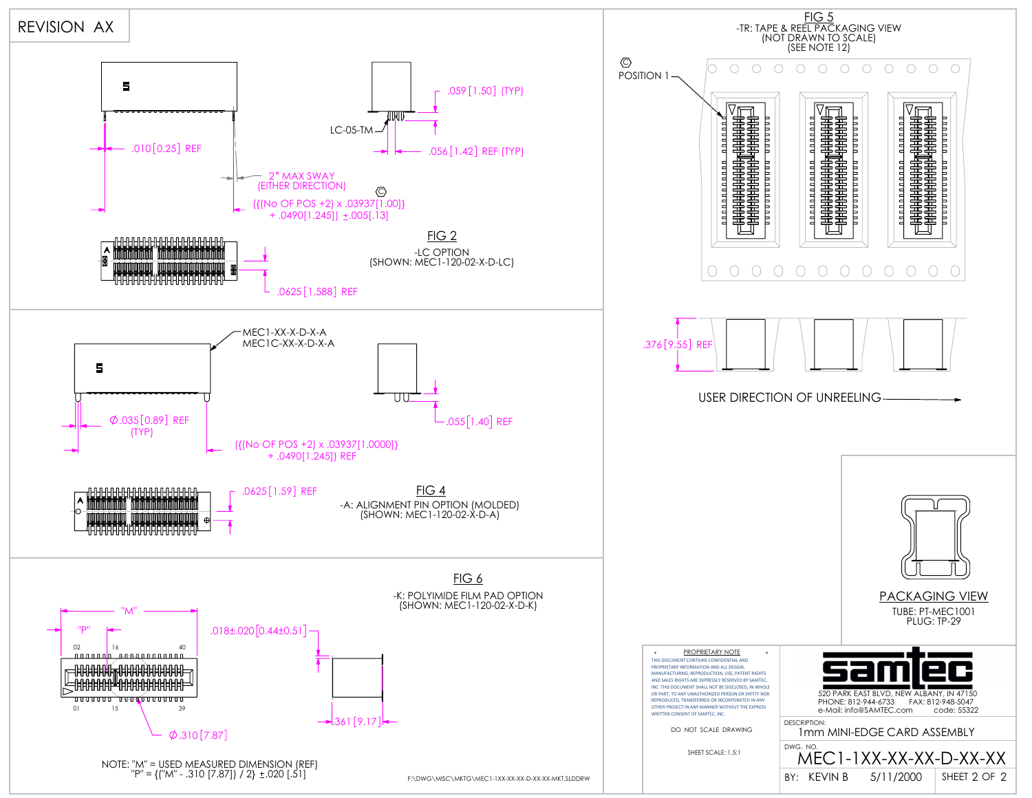REVISION AX

## FIG 2

-LC OPTION
(SHOWN: MEC1-120-02-X-D-LC)

.010 [0.25] REF

2° MAX SWAY
(EITHER DIRECTION)

{(No OF POS +2) x .03937 [1.00]}
+ .0490 [1.245]} ±.005 [.13]

.059 [1.50] (TYP)

LC-05-TM

.056 [1.42] REF (TYP)

.0625 [1.588] REF

## FIG 4

-A: ALIGNMENT PIN OPTION (MOLDED)
(SHOWN: MEC1-120-02-X-D-A)

MEC1-XX-X-D-X-A
MEC1C-XX-X-D-X-A

Ø.035 [0.89] REF
(TYP)

{(No OF POS +2) x .03937 [1.0000]}
+ .0490 [1.245]} REF

.055 [1.40] REF

.0625 [1.59] REF

## FIG 6

-K: POLYIMIDE FILM PAD OPTION
(SHOWN: MEC1-120-02-X-D-K)

"M"

"P"

02 16 40

01 15 39

Ø.310 [7.87]

.018±.020 [0.44±0.51]

.361 [9.17]

NOTE: "M" = USED MEASURED DIMENSION (REF)
"P" = {("M" - .310 [7.87]) / 2} ±.020 [.51]

F:\DWG\MISC\MKTG\MEC1-1XX-XX-XX-D-XX-XX-MKT.SLDDRW

## FIG 5

-TR: TAPE & REEL PACKAGING VIEW
(NOT DRAWN TO SCALE)
(SEE NOTE 12)

POSITION 1

.376 [9.55] REF

USER DIRECTION OF UNREELING

## PACKAGING VIEW

TUBE: PT-MEC1001
PLUG: TP-29

PROPRIETARY NOTE

THIS DOCUMENT CONTAINS CONFIDENTIAL AND PROPRIETARY INFORMATION AND ALL DESIGN, MANUFACTURING, REPRODUCTION, USE, PATENT RIGHTS AND SALES RIGHTS ARE EXPRESSLY RESERVED BY SAMTEC, INC. THIS DOCUMENT SHALL NOT BE DISCLOSED, IN WHOLE OR PART, TO ANY UNAUTHORIZED PERSON OR ENTITY NOR REPRODUCED, TRANSFERRED OR INCORPORATED IN ANY OTHER PROJECT IN ANY MANNER WITHOUT THE EXPRESS WRITTEN CONSENT OF SAMTEC, INC.

DO NOT SCALE DRAWING

SHEET SCALE: 1.5:1

samtec

520 PARK EAST BLVD, NEW ALBANY, IN 47150
PHONE: 812-944-6733 FAX: 812-948-5047
e-Mail: info@SAMTEC.com code: 55322

DESCRIPTION:
1mm MINI-EDGE CARD ASSEMBLY

DWG. NO.
MEC1-1XX-XX-XX-D-XX-XX

BY: KEVIN B 5/11/2000